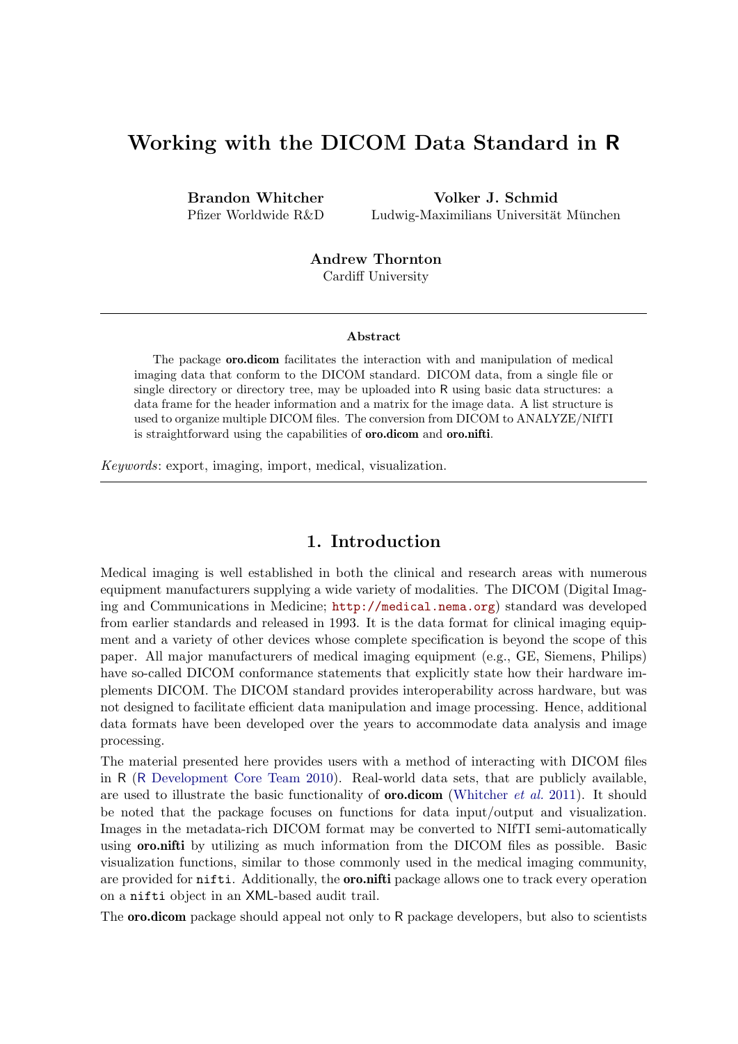# Working with the DICOM Data Standard in R

**Brandon Whitcher**
Pfizer Worldwide R&D

**Volker J. Schmid**
Ludwig-Maximilians Universität München

**Andrew Thornton**
Cardiff University

### Abstract

The package **oro.dicom** facilitates the interaction with and manipulation of medical imaging data that conform to the DICOM standard. DICOM data, from a single file or single directory or directory tree, may be uploaded into R using basic data structures: a data frame for the header information and a matrix for the image data. A list structure is used to organize multiple DICOM files. The conversion from DICOM to ANALYZE/NIfTI is straightforward using the capabilities of **oro.dicom** and **oro.nifti**.

*Keywords*: export, imaging, import, medical, visualization.

## 1. Introduction

Medical imaging is well established in both the clinical and research areas with numerous equipment manufacturers supplying a wide variety of modalities. The DICOM (Digital Imaging and Communications in Medicine; http://medical.nema.org) standard was developed from earlier standards and released in 1993. It is the data format for clinical imaging equipment and a variety of other devices whose complete specification is beyond the scope of this paper. All major manufacturers of medical imaging equipment (e.g., GE, Siemens, Philips) have so-called DICOM conformance statements that explicitly state how their hardware implements DICOM. The DICOM standard provides interoperability across hardware, but was not designed to facilitate efficient data manipulation and image processing. Hence, additional data formats have been developed over the years to accommodate data analysis and image processing.

The material presented here provides users with a method of interacting with DICOM files in R (R Development Core Team 2010). Real-world data sets, that are publicly available, are used to illustrate the basic functionality of **oro.dicom** (Whitcher *et al.* 2011). It should be noted that the package focuses on functions for data input/output and visualization. Images in the metadata-rich DICOM format may be converted to NIfTI semi-automatically using **oro.nifti** by utilizing as much information from the DICOM files as possible. Basic visualization functions, similar to those commonly used in the medical imaging community, are provided for `nifti`. Additionally, the **oro.nifti** package allows one to track every operation on a `nifti` object in an XML-based audit trail.

The **oro.dicom** package should appeal not only to R package developers, but also to scientists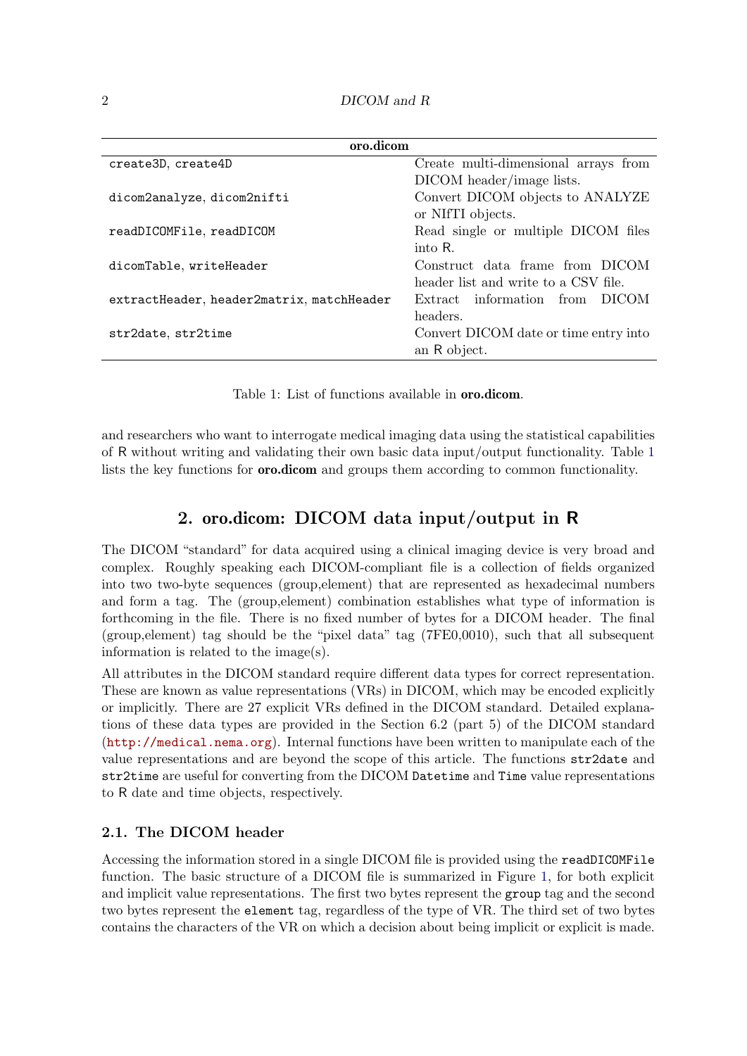| oro.dicom | |
|---|---|
| `create3D`, `create4D` | Create multi-dimensional arrays from DICOM header/image lists. |
| `dicom2analyze`, `dicom2nifti` | Convert DICOM objects to ANALYZE or NIfTI objects. |
| `readDICOMFile`, `readDICOM` | Read single or multiple DICOM files into R. |
| `dicomTable`, `writeHeader` | Construct data frame from DICOM header list and write to a CSV file. |
| `extractHeader`, `header2matrix`, `matchHeader` | Extract information from DICOM headers. |
| `str2date`, `str2time` | Convert DICOM date or time entry into an R object. |

Table 1: List of functions available in **oro.dicom**.

and researchers who want to interrogate medical imaging data using the statistical capabilities of R without writing and validating their own basic data input/output functionality. Table 1 lists the key functions for **oro.dicom** and groups them according to common functionality.

## 2. oro.dicom: DICOM data input/output in R

The DICOM "standard" for data acquired using a clinical imaging device is very broad and complex. Roughly speaking each DICOM-compliant file is a collection of fields organized into two two-byte sequences (group,element) that are represented as hexadecimal numbers and form a tag. The (group,element) combination establishes what type of information is forthcoming in the file. There is no fixed number of bytes for a DICOM header. The final (group,element) tag should be the "pixel data" tag (7FE0,0010), such that all subsequent information is related to the image(s).

All attributes in the DICOM standard require different data types for correct representation. These are known as value representations (VRs) in DICOM, which may be encoded explicitly or implicitly. There are 27 explicit VRs defined in the DICOM standard. Detailed explanations of these data types are provided in the Section 6.2 (part 5) of the DICOM standard (http://medical.nema.org). Internal functions have been written to manipulate each of the value representations and are beyond the scope of this article. The functions `str2date` and `str2time` are useful for converting from the DICOM `Datetime` and `Time` value representations to R date and time objects, respectively.

### 2.1. The DICOM header

Accessing the information stored in a single DICOM file is provided using the `readDICOMFile` function. The basic structure of a DICOM file is summarized in Figure 1, for both explicit and implicit value representations. The first two bytes represent the `group` tag and the second two bytes represent the `element` tag, regardless of the type of VR. The third set of two bytes contains the characters of the VR on which a decision about being implicit or explicit is made.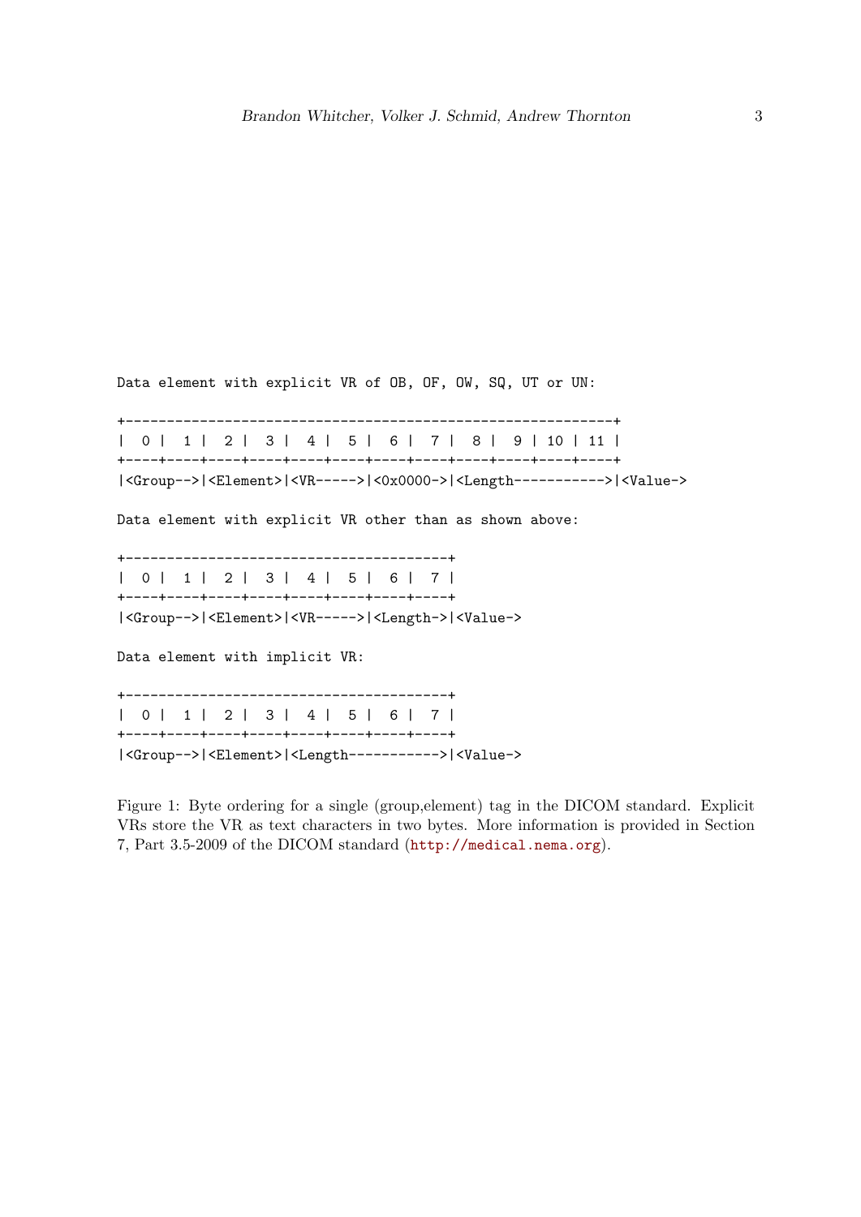```
Data element with explicit VR of OB, OF, OW, SQ, UT or UN:

+-----------------------------------------------------------+
|  0 |  1 |  2 |  3 |  4 |  5 |  6 |  7 |  8 |  9 | 10 | 11 |
+----+----+----+----+----+----+----+----+----+----+----+----+
|<Group-->|<Element>|<VR----->|<0x0000->|<Length----------->|<Value->

Data element with explicit VR other than as shown above:

+---------------------------------------+
|  0 |  1 |  2 |  3 |  4 |  5 |  6 |  7 |
+----+----+----+----+----+----+----+----+
|<Group-->|<Element>|<VR----->|<Length->|<Value->

Data element with implicit VR:

+---------------------------------------+
|  0 |  1 |  2 |  3 |  4 |  5 |  6 |  7 |
+----+----+----+----+----+----+----+----+
|<Group-->|<Element>|<Length----------->|<Value->
```

Figure 1: Byte ordering for a single (group,element) tag in the DICOM standard. Explicit VRs store the VR as text characters in two bytes. More information is provided in Section 7, Part 3.5-2009 of the DICOM standard (http://medical.nema.org).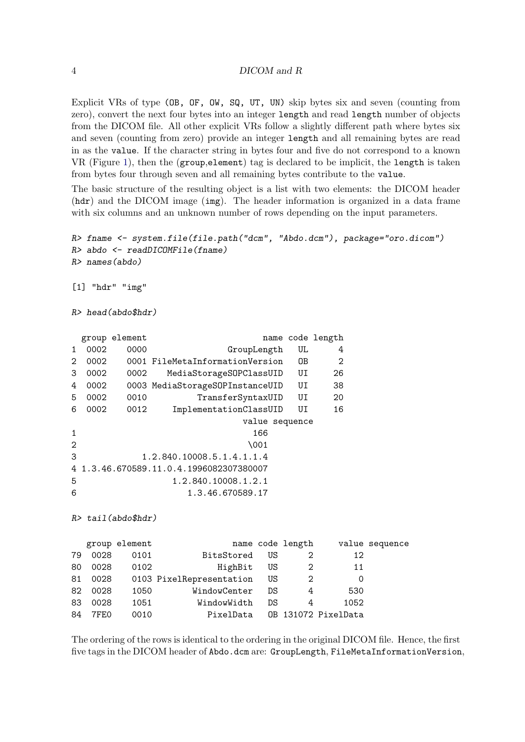Explicit VRs of type (OB, OF, OW, SQ, UT, UN) skip bytes six and seven (counting from zero), convert the next four bytes into an integer `length` and read `length` number of objects from the DICOM file. All other explicit VRs follow a slightly different path where bytes six and seven (counting from zero) provide an integer `length` and all remaining bytes are read in as the `value`. If the character string in bytes four and five do not correspond to a known VR (Figure 1), then the (`group`,`element`) tag is declared to be implicit, the `length` is taken from bytes four through seven and all remaining bytes contribute to the `value`.

The basic structure of the resulting object is a list with two elements: the DICOM header (`hdr`) and the DICOM image (`img`). The header information is organized in a data frame with six columns and an unknown number of rows depending on the input parameters.

```
R> fname <- system.file(file.path("dcm", "Abdo.dcm"), package="oro.dicom")
R> abdo <- readDICOMFile(fname)
R> names(abdo)

[1] "hdr" "img"

R> head(abdo$hdr)

  group element                        name code length
1  0002    0000                 GroupLength   UL      4
2  0002    0001 FileMetaInformationVersion   OB      2
3  0002    0002    MediaStorageSOPClassUID   UI     26
4  0002    0003 MediaStorageSOPInstanceUID   UI     38
5  0002    0010           TransferSyntaxUID   UI     20
6  0002    0012      ImplementationClassUID   UI     16
                                  value sequence
1                                   166
2                                  \001
3             1.2.840.10008.5.1.4.1.1.4
4 1.3.46.670589.11.0.4.1996082307380007
5                   1.2.840.10008.1.2.1
6                       1.3.46.670589.17

R> tail(abdo$hdr)

   group element                name code length     value sequence
79  0028    0101           BitsStored   US      2        12
80  0028    0102              HighBit   US      2        11
81  0028    0103 PixelRepresentation   US      2         0
82  0028    1050         WindowCenter   DS      4       530
83  0028    1051          WindowWidth   DS      4      1052
84  7FE0    0010            PixelData   OB 131072 PixelData
```

The ordering of the rows is identical to the ordering in the original DICOM file. Hence, the first five tags in the DICOM header of `Abdo.dcm` are: `GroupLength`, `FileMetaInformationVersion`,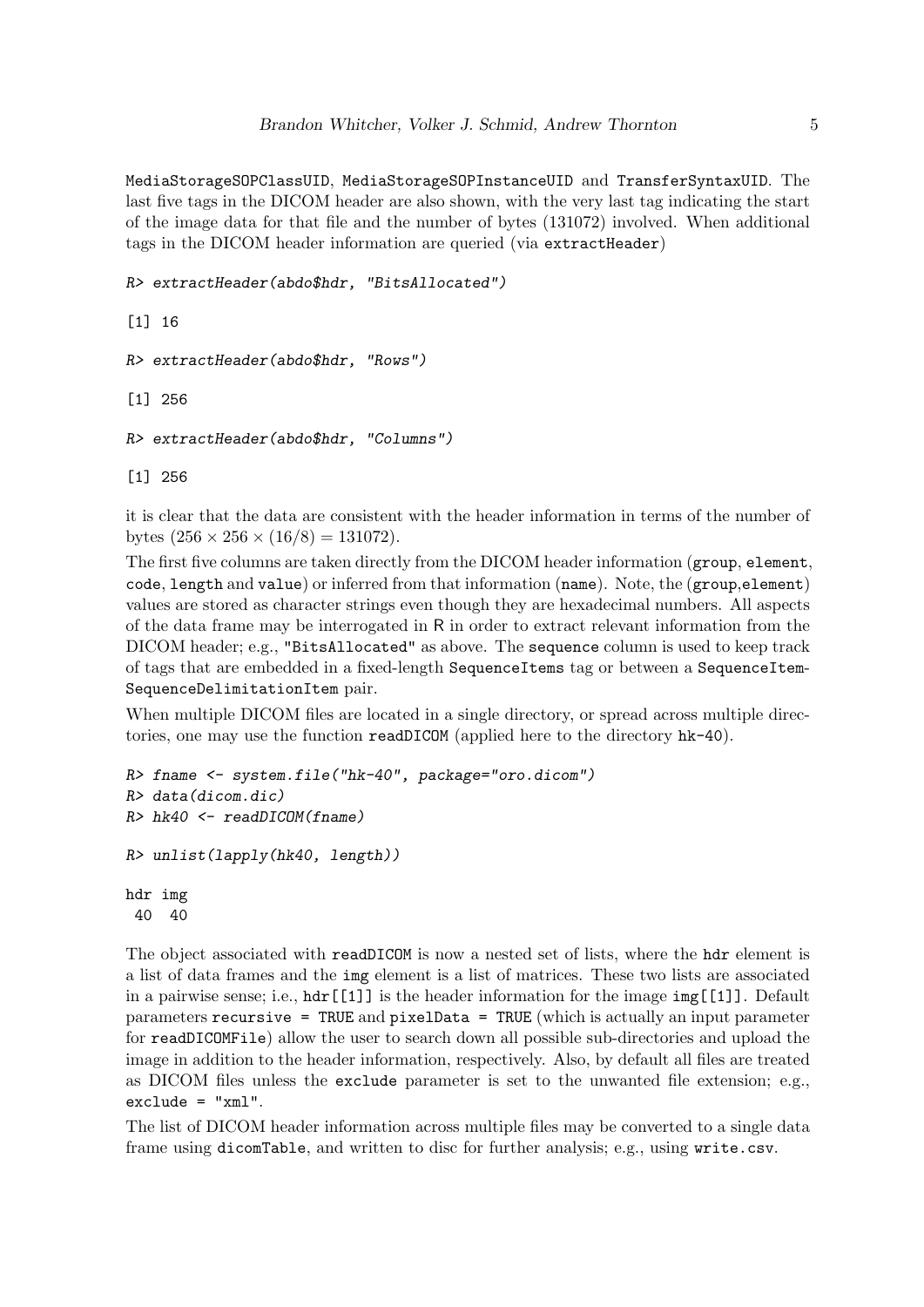MediaStorageSOPClassUID, MediaStorageSOPInstanceUID and TransferSyntaxUID. The last five tags in the DICOM header are also shown, with the very last tag indicating the start of the image data for that file and the number of bytes (131072) involved. When additional tags in the DICOM header information are queried (via extractHeader)

```
R> extractHeader(abdo$hdr, "BitsAllocated")

[1] 16

R> extractHeader(abdo$hdr, "Rows")

[1] 256

R> extractHeader(abdo$hdr, "Columns")

[1] 256
```

it is clear that the data are consistent with the header information in terms of the number of bytes ($256 \times 256 \times (16/8) = 131072$).

The first five columns are taken directly from the DICOM header information (group, element, code, length and value) or inferred from that information (name). Note, the (group,element) values are stored as character strings even though they are hexadecimal numbers. All aspects of the data frame may be interrogated in R in order to extract relevant information from the DICOM header; e.g., "BitsAllocated" as above. The sequence column is used to keep track of tags that are embedded in a fixed-length SequenceItems tag or between a SequenceItem-SequenceDelimitationItem pair.

When multiple DICOM files are located in a single directory, or spread across multiple directories, one may use the function readDICOM (applied here to the directory hk-40).

```
R> fname <- system.file("hk-40", package="oro.dicom")
R> data(dicom.dic)
R> hk40 <- readDICOM(fname)

R> unlist(lapply(hk40, length))

hdr img
 40  40
```

The object associated with readDICOM is now a nested set of lists, where the hdr element is a list of data frames and the img element is a list of matrices. These two lists are associated in a pairwise sense; i.e., hdr[[1]] is the header information for the image img[[1]]. Default parameters recursive = TRUE and pixelData = TRUE (which is actually an input parameter for readDICOMFile) allow the user to search down all possible sub-directories and upload the image in addition to the header information, respectively. Also, by default all files are treated as DICOM files unless the exclude parameter is set to the unwanted file extension; e.g., exclude = "xml".

The list of DICOM header information across multiple files may be converted to a single data frame using dicomTable, and written to disc for further analysis; e.g., using write.csv.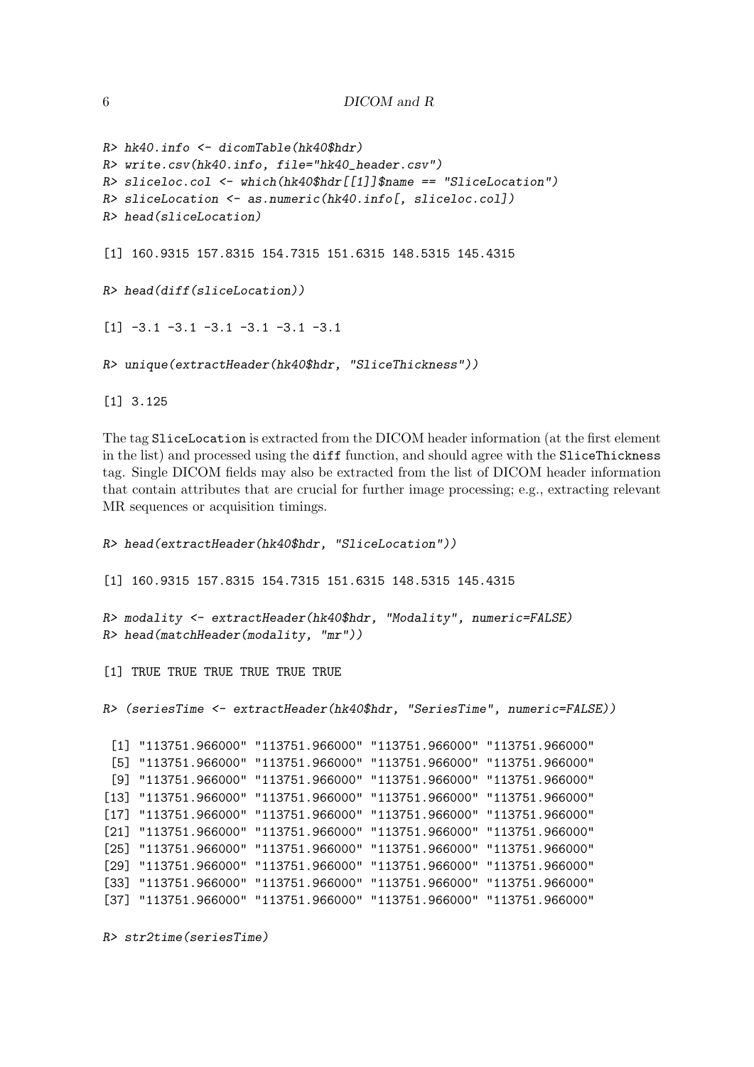```
R> hk40.info <- dicomTable(hk40$hdr)
R> write.csv(hk40.info, file="hk40_header.csv")
R> sliceloc.col <- which(hk40$hdr[[1]]$name == "SliceLocation")
R> sliceLocation <- as.numeric(hk40.info[, sliceloc.col])
R> head(sliceLocation)

[1] 160.9315 157.8315 154.7315 151.6315 148.5315 145.4315

R> head(diff(sliceLocation))

[1] -3.1 -3.1 -3.1 -3.1 -3.1 -3.1

R> unique(extractHeader(hk40$hdr, "SliceThickness"))

[1] 3.125
```

The tag SliceLocation is extracted from the DICOM header information (at the first element in the list) and processed using the diff function, and should agree with the SliceThickness tag. Single DICOM fields may also be extracted from the list of DICOM header information that contain attributes that are crucial for further image processing; e.g., extracting relevant MR sequences or acquisition timings.

```
R> head(extractHeader(hk40$hdr, "SliceLocation"))

[1] 160.9315 157.8315 154.7315 151.6315 148.5315 145.4315

R> modality <- extractHeader(hk40$hdr, "Modality", numeric=FALSE)
R> head(matchHeader(modality, "mr"))

[1] TRUE TRUE TRUE TRUE TRUE TRUE

R> (seriesTime <- extractHeader(hk40$hdr, "SeriesTime", numeric=FALSE))

 [1] "113751.966000" "113751.966000" "113751.966000" "113751.966000"
 [5] "113751.966000" "113751.966000" "113751.966000" "113751.966000"
 [9] "113751.966000" "113751.966000" "113751.966000" "113751.966000"
[13] "113751.966000" "113751.966000" "113751.966000" "113751.966000"
[17] "113751.966000" "113751.966000" "113751.966000" "113751.966000"
[21] "113751.966000" "113751.966000" "113751.966000" "113751.966000"
[25] "113751.966000" "113751.966000" "113751.966000" "113751.966000"
[29] "113751.966000" "113751.966000" "113751.966000" "113751.966000"
[33] "113751.966000" "113751.966000" "113751.966000" "113751.966000"
[37] "113751.966000" "113751.966000" "113751.966000" "113751.966000"

R> str2time(seriesTime)
```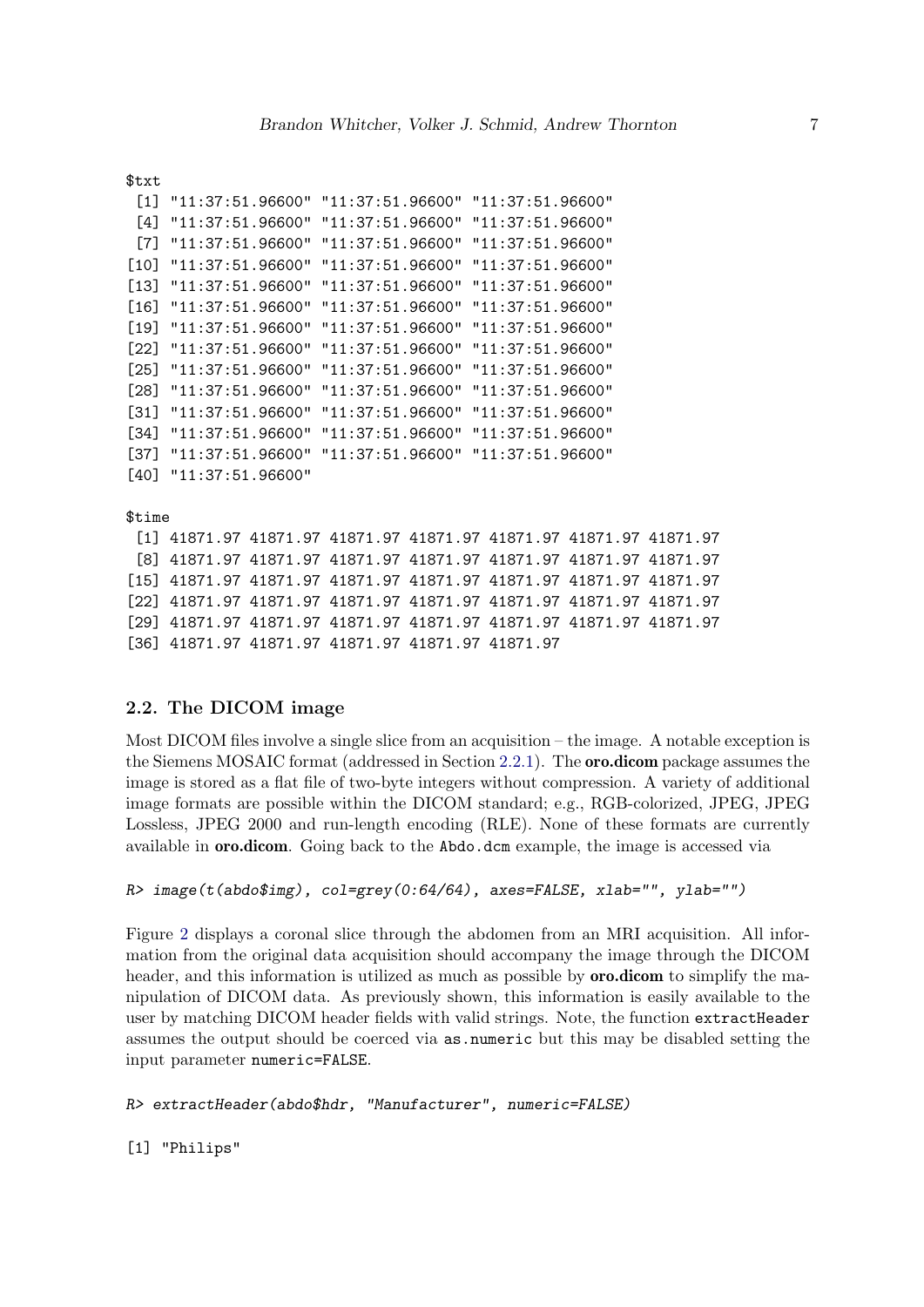```
$txt
 [1] "11:37:51.96600" "11:37:51.96600" "11:37:51.96600"
 [4] "11:37:51.96600" "11:37:51.96600" "11:37:51.96600"
 [7] "11:37:51.96600" "11:37:51.96600" "11:37:51.96600"
[10] "11:37:51.96600" "11:37:51.96600" "11:37:51.96600"
[13] "11:37:51.96600" "11:37:51.96600" "11:37:51.96600"
[16] "11:37:51.96600" "11:37:51.96600" "11:37:51.96600"
[19] "11:37:51.96600" "11:37:51.96600" "11:37:51.96600"
[22] "11:37:51.96600" "11:37:51.96600" "11:37:51.96600"
[25] "11:37:51.96600" "11:37:51.96600" "11:37:51.96600"
[28] "11:37:51.96600" "11:37:51.96600" "11:37:51.96600"
[31] "11:37:51.96600" "11:37:51.96600" "11:37:51.96600"
[34] "11:37:51.96600" "11:37:51.96600" "11:37:51.96600"
[37] "11:37:51.96600" "11:37:51.96600" "11:37:51.96600"
[40] "11:37:51.96600"

$time
 [1] 41871.97 41871.97 41871.97 41871.97 41871.97 41871.97 41871.97
 [8] 41871.97 41871.97 41871.97 41871.97 41871.97 41871.97 41871.97
[15] 41871.97 41871.97 41871.97 41871.97 41871.97 41871.97 41871.97
[22] 41871.97 41871.97 41871.97 41871.97 41871.97 41871.97 41871.97
[29] 41871.97 41871.97 41871.97 41871.97 41871.97 41871.97 41871.97
[36] 41871.97 41871.97 41871.97 41871.97 41871.97
```

## 2.2. The DICOM image

Most DICOM files involve a single slice from an acquisition – the image. A notable exception is the Siemens MOSAIC format (addressed in Section 2.2.1). The **oro.dicom** package assumes the image is stored as a flat file of two-byte integers without compression. A variety of additional image formats are possible within the DICOM standard; e.g., RGB-colorized, JPEG, JPEG Lossless, JPEG 2000 and run-length encoding (RLE). None of these formats are currently available in **oro.dicom**. Going back to the `Abdo.dcm` example, the image is accessed via

```
R> image(t(abdo$img), col=grey(0:64/64), axes=FALSE, xlab="", ylab="")
```

Figure 2 displays a coronal slice through the abdomen from an MRI acquisition. All information from the original data acquisition should accompany the image through the DICOM header, and this information is utilized as much as possible by **oro.dicom** to simplify the manipulation of DICOM data. As previously shown, this information is easily available to the user by matching DICOM header fields with valid strings. Note, the function `extractHeader` assumes the output should be coerced via `as.numeric` but this may be disabled setting the input parameter `numeric=FALSE`.

```
R> extractHeader(abdo$hdr, "Manufacturer", numeric=FALSE)

[1] "Philips"
```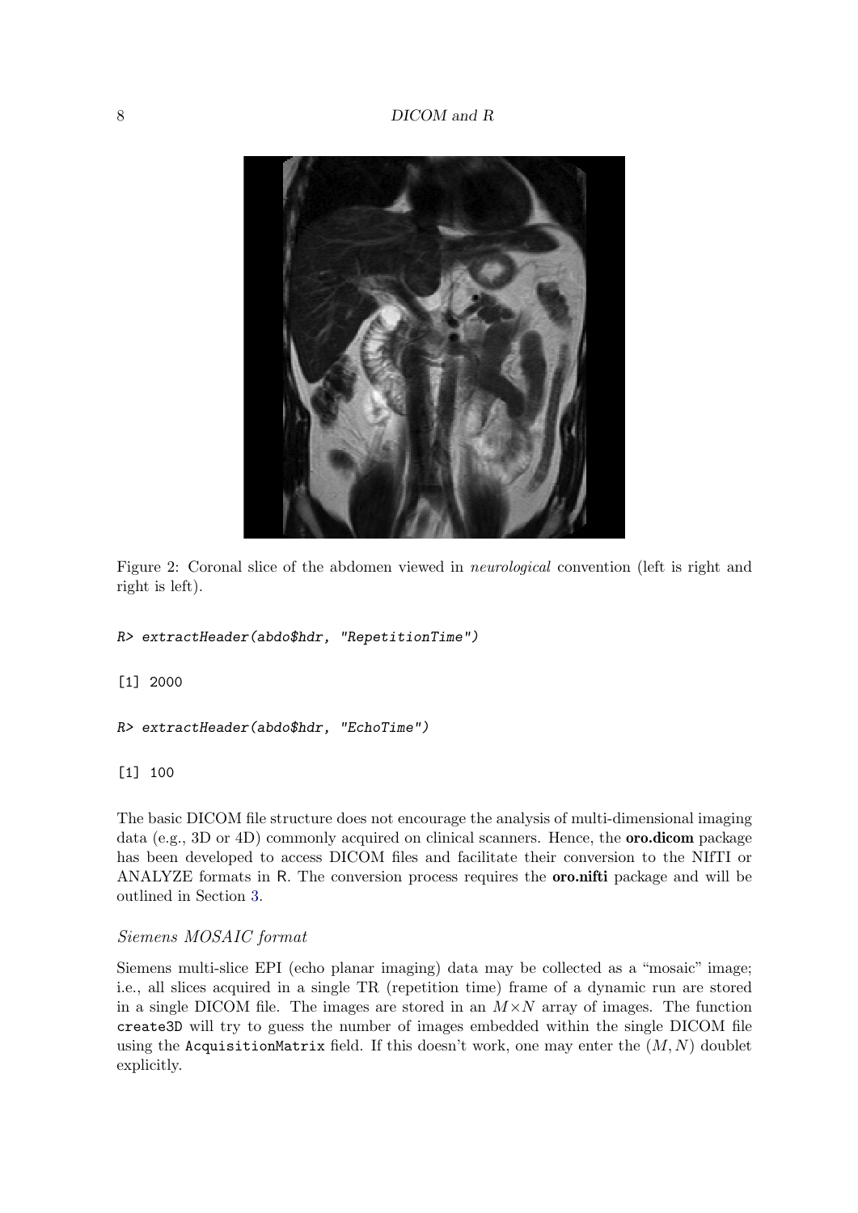Figure 2: Coronal slice of the abdomen viewed in *neurological* convention (left is right and right is left).

```
R> extractHeader(abdo$hdr, "RepetitionTime")

[1] 2000

R> extractHeader(abdo$hdr, "EchoTime")

[1] 100
```

The basic DICOM file structure does not encourage the analysis of multi-dimensional imaging data (e.g., 3D or 4D) commonly acquired on clinical scanners. Hence, the **oro.dicom** package has been developed to access DICOM files and facilitate their conversion to the NIfTI or ANALYZE formats in R. The conversion process requires the **oro.nifti** package and will be outlined in Section 3.

### *Siemens MOSAIC format*

Siemens multi-slice EPI (echo planar imaging) data may be collected as a "mosaic" image; i.e., all slices acquired in a single TR (repetition time) frame of a dynamic run are stored in a single DICOM file. The images are stored in an $M \times N$ array of images. The function `create3D` will try to guess the number of images embedded within the single DICOM file using the `AcquisitionMatrix` field. If this doesn't work, one may enter the $(M, N)$ doublet explicitly.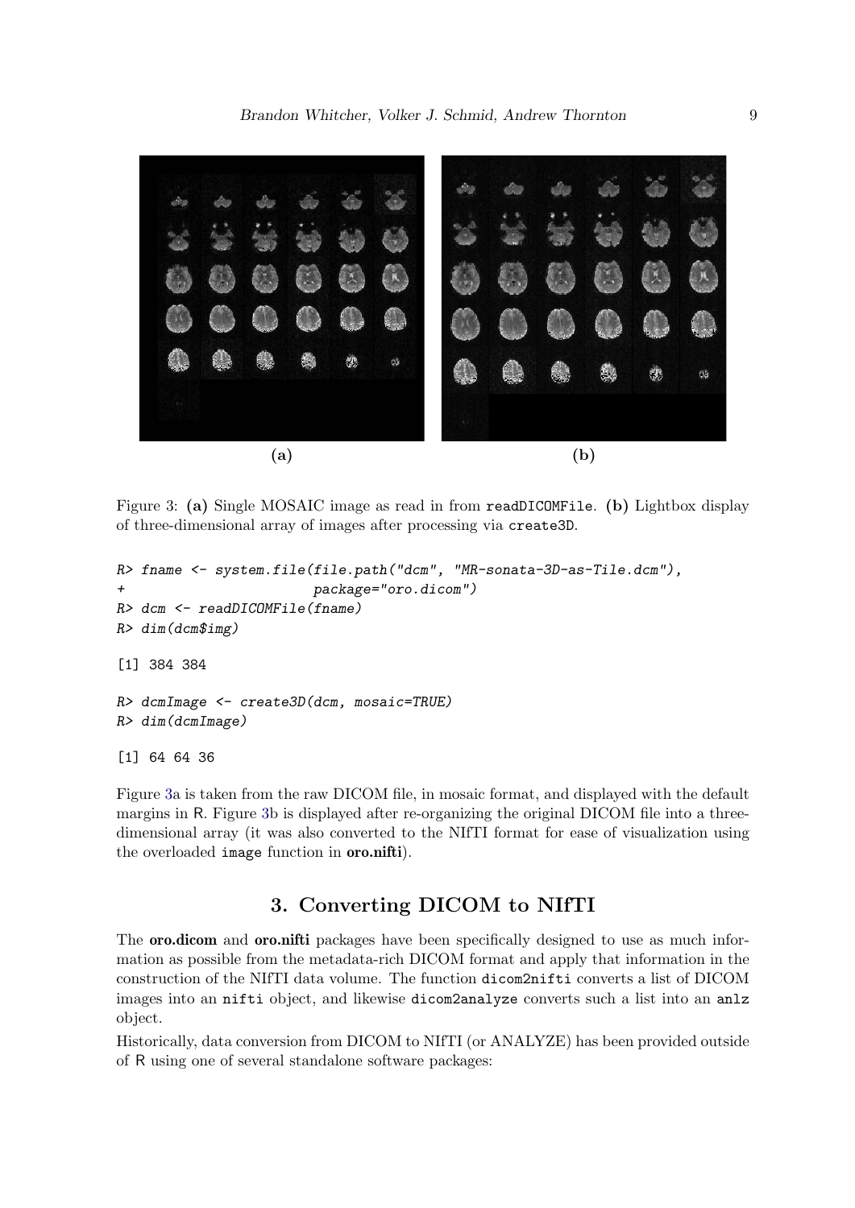Figure 3: **(a)** Single MOSAIC image as read in from `readDICOMFile`. **(b)** Lightbox display of three-dimensional array of images after processing via `create3D`.

```
R> fname <- system.file(file.path("dcm", "MR-sonata-3D-as-Tile.dcm"),
+                       package="oro.dicom")
R> dcm <- readDICOMFile(fname)
R> dim(dcm$img)

[1] 384 384

R> dcmImage <- create3D(dcm, mosaic=TRUE)
R> dim(dcmImage)

[1] 64 64 36
```

Figure 3a is taken from the raw DICOM file, in mosaic format, and displayed with the default margins in R. Figure 3b is displayed after re-organizing the original DICOM file into a three-dimensional array (it was also converted to the NIfTI format for ease of visualization using the overloaded `image` function in **oro.nifti**).

## 3. Converting DICOM to NIfTI

The **oro.dicom** and **oro.nifti** packages have been specifically designed to use as much information as possible from the metadata-rich DICOM format and apply that information in the construction of the NIfTI data volume. The function `dicom2nifti` converts a list of DICOM images into an `nifti` object, and likewise `dicom2analyze` converts such a list into an `anlz` object.

Historically, data conversion from DICOM to NIfTI (or ANALYZE) has been provided outside of R using one of several standalone software packages: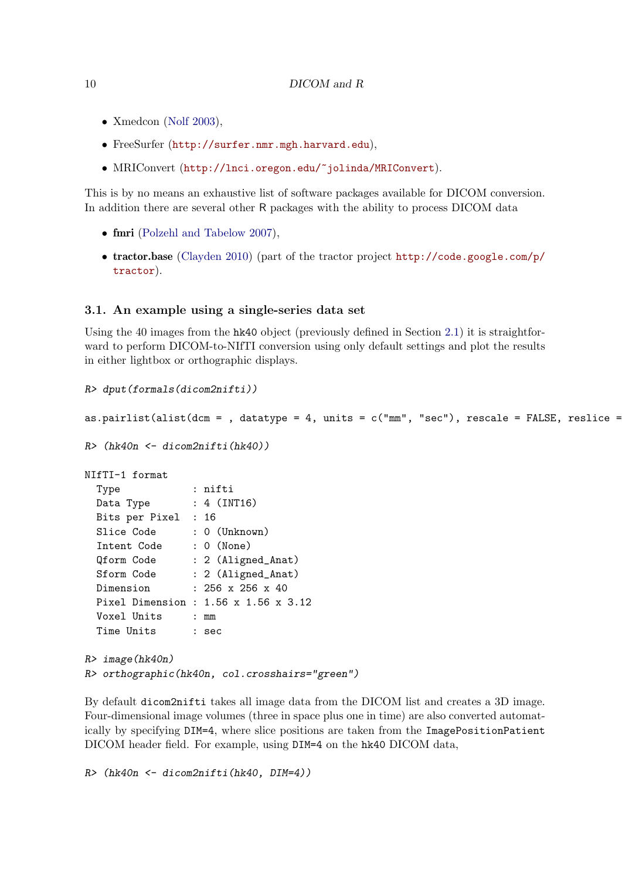- Xmedcon (Nolf 2003),
- FreeSurfer (http://surfer.nmr.mgh.harvard.edu),
- MRIConvert (http://lnci.oregon.edu/~jolinda/MRIConvert).

This is by no means an exhaustive list of software packages available for DICOM conversion. In addition there are several other R packages with the ability to process DICOM data

- **fmri** (Polzehl and Tabelow 2007),
- **tractor.base** (Clayden 2010) (part of the tractor project http://code.google.com/p/tractor).

### 3.1. An example using a single-series data set

Using the 40 images from the hk40 object (previously defined in Section 2.1) it is straightforward to perform DICOM-to-NIfTI conversion using only default settings and plot the results in either lightbox or orthographic displays.

```
R> dput(formals(dicom2nifti))

as.pairlist(alist(dcm = , datatype = 4, units = c("mm", "sec"), rescale = FALSE, reslice =

R> (hk40n <- dicom2nifti(hk40))

NIfTI-1 format
  Type            : nifti
  Data Type       : 4 (INT16)
  Bits per Pixel  : 16
  Slice Code      : 0 (Unknown)
  Intent Code     : 0 (None)
  Qform Code      : 2 (Aligned_Anat)
  Sform Code      : 2 (Aligned_Anat)
  Dimension       : 256 x 256 x 40
  Pixel Dimension : 1.56 x 1.56 x 3.12
  Voxel Units     : mm
  Time Units      : sec

R> image(hk40n)
R> orthographic(hk40n, col.crosshairs="green")
```

By default dicom2nifti takes all image data from the DICOM list and creates a 3D image. Four-dimensional image volumes (three in space plus one in time) are also converted automatically by specifying DIM=4, where slice positions are taken from the ImagePositionPatient DICOM header field. For example, using DIM=4 on the hk40 DICOM data,

```
R> (hk40n <- dicom2nifti(hk40, DIM=4))
```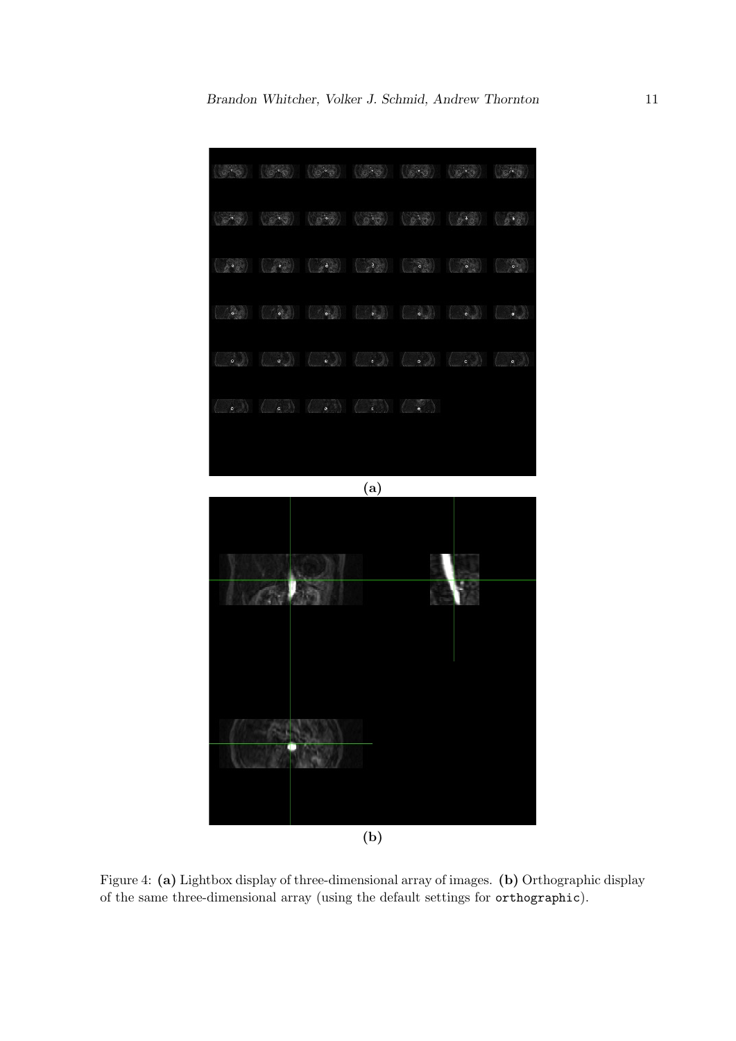(a)

(b)

Figure 4: **(a)** Lightbox display of three-dimensional array of images. **(b)** Orthographic display of the same three-dimensional array (using the default settings for `orthographic`).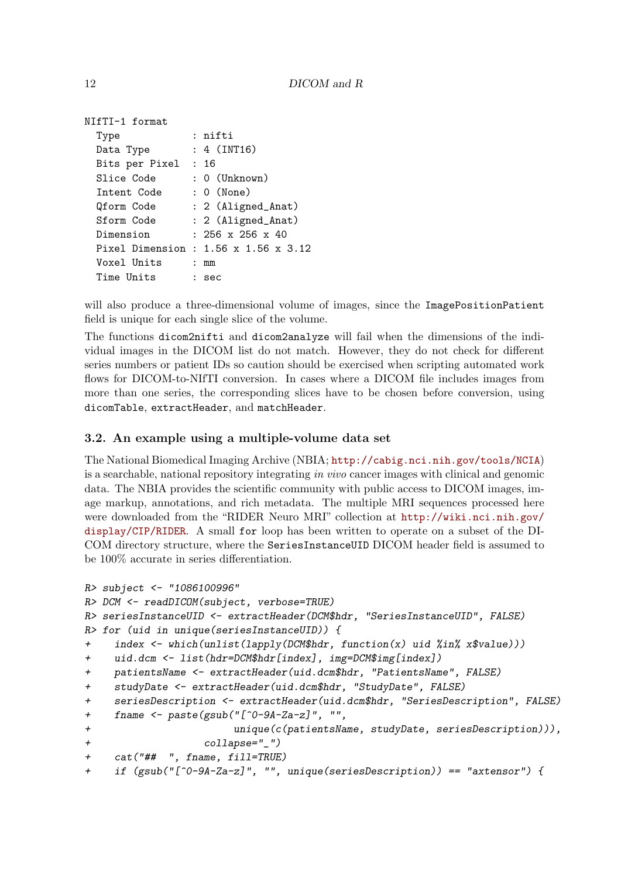```
NIfTI-1 format
  Type            : nifti
  Data Type       : 4 (INT16)
  Bits per Pixel  : 16
  Slice Code      : 0 (Unknown)
  Intent Code     : 0 (None)
  Qform Code      : 2 (Aligned_Anat)
  Sform Code      : 2 (Aligned_Anat)
  Dimension       : 256 x 256 x 40
  Pixel Dimension : 1.56 x 1.56 x 3.12
  Voxel Units     : mm
  Time Units      : sec
```

will also produce a three-dimensional volume of images, since the `ImagePositionPatient` field is unique for each single slice of the volume.

The functions `dicom2nifti` and `dicom2analyze` will fail when the dimensions of the individual images in the DICOM list do not match. However, they do not check for different series numbers or patient IDs so caution should be exercised when scripting automated work flows for DICOM-to-NIfTI conversion. In cases where a DICOM file includes images from more than one series, the corresponding slices have to be chosen before conversion, using `dicomTable`, `extractHeader`, and `matchHeader`.

### 3.2. An example using a multiple-volume data set

The National Biomedical Imaging Archive (NBIA; http://cabig.nci.nih.gov/tools/NCIA) is a searchable, national repository integrating *in vivo* cancer images with clinical and genomic data. The NBIA provides the scientific community with public access to DICOM images, image markup, annotations, and rich metadata. The multiple MRI sequences processed here were downloaded from the "RIDER Neuro MRI" collection at http://wiki.nci.nih.gov/display/CIP/RIDER. A small `for` loop has been written to operate on a subset of the DICOM directory structure, where the `SeriesInstanceUID` DICOM header field is assumed to be 100% accurate in series differentiation.

```
R> subject <- "1086100996"
R> DCM <- readDICOM(subject, verbose=TRUE)
R> seriesInstanceUID <- extractHeader(DCM$hdr, "SeriesInstanceUID", FALSE)
R> for (uid in unique(seriesInstanceUID)) {
+    index <- which(unlist(lapply(DCM$hdr, function(x) uid %in% x$value)))
+    uid.dcm <- list(hdr=DCM$hdr[index], img=DCM$img[index])
+    patientsName <- extractHeader(uid.dcm$hdr, "PatientsName", FALSE)
+    studyDate <- extractHeader(uid.dcm$hdr, "StudyDate", FALSE)
+    seriesDescription <- extractHeader(uid.dcm$hdr, "SeriesDescription", FALSE)
+    fname <- paste(gsub("[^0-9A-Za-z]", "",
+                        unique(c(patientsName, studyDate, seriesDescription))),
+                   collapse="_")
+    cat("##  ", fname, fill=TRUE)
+    if (gsub("[^0-9A-Za-z]", "", unique(seriesDescription)) == "axtensor") {
```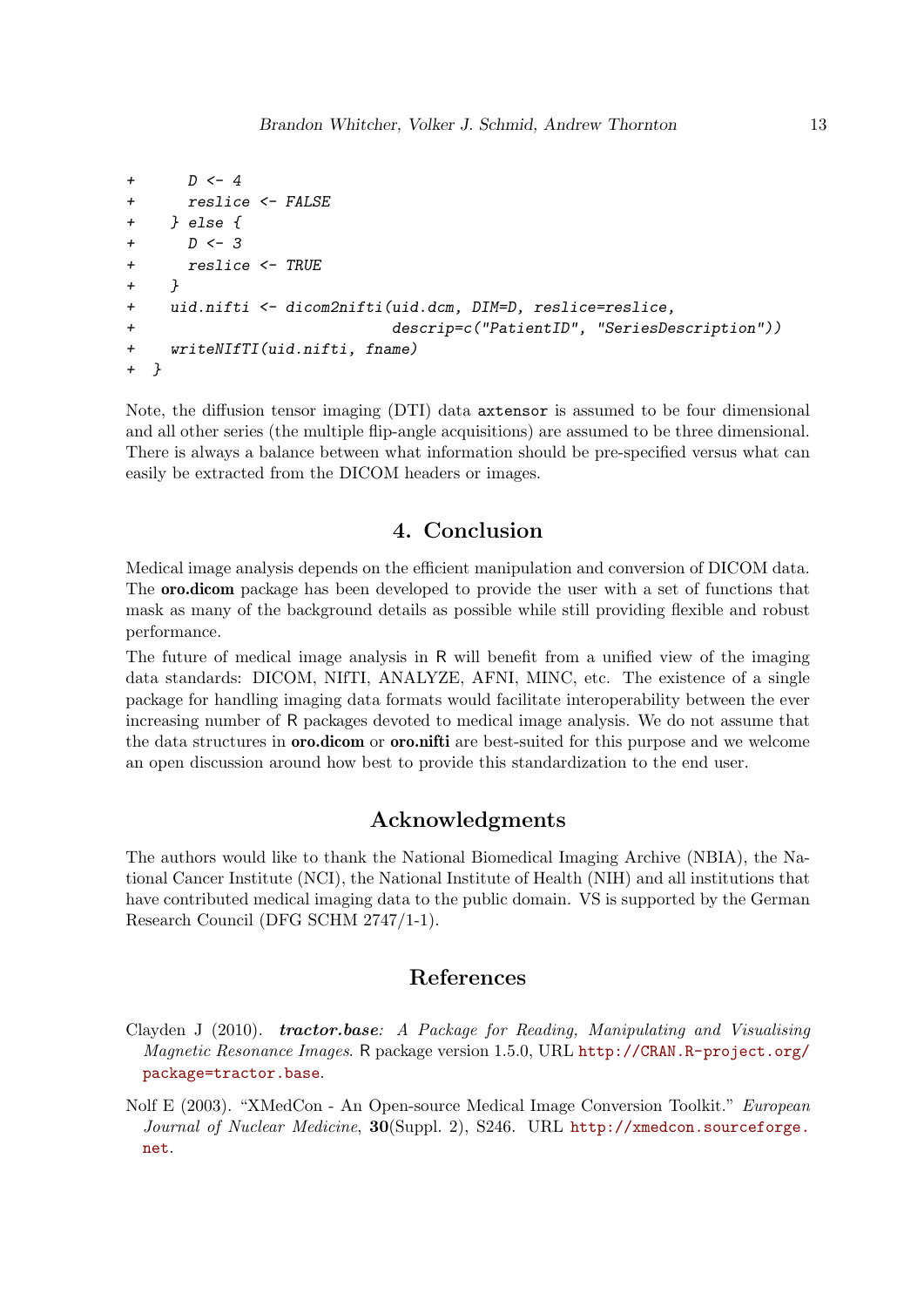```
+       D <- 4
+       reslice <- FALSE
+     } else {
+       D <- 3
+       reslice <- TRUE
+     }
+     uid.nifti <- dicom2nifti(uid.dcm, DIM=D, reslice=reslice,
+                              descrip=c("PatientID", "SeriesDescription"))
+     writeNIfTI(uid.nifti, fname)
+   }
```

Note, the diffusion tensor imaging (DTI) data `axtensor` is assumed to be four dimensional and all other series (the multiple flip-angle acquisitions) are assumed to be three dimensional. There is always a balance between what information should be pre-specified versus what can easily be extracted from the DICOM headers or images.

## 4. Conclusion

Medical image analysis depends on the efficient manipulation and conversion of DICOM data. The **oro.dicom** package has been developed to provide the user with a set of functions that mask as many of the background details as possible while still providing flexible and robust performance.

The future of medical image analysis in R will benefit from a unified view of the imaging data standards: DICOM, NIfTI, ANALYZE, AFNI, MINC, etc. The existence of a single package for handling imaging data formats would facilitate interoperability between the ever increasing number of R packages devoted to medical image analysis. We do not assume that the data structures in **oro.dicom** or **oro.nifti** are best-suited for this purpose and we welcome an open discussion around how best to provide this standardization to the end user.

## Acknowledgments

The authors would like to thank the National Biomedical Imaging Archive (NBIA), the National Cancer Institute (NCI), the National Institute of Health (NIH) and all institutions that have contributed medical imaging data to the public domain. VS is supported by the German Research Council (DFG SCHM 2747/1-1).

## References

Clayden J (2010). ***tractor.base**: A Package for Reading, Manipulating and Visualising Magnetic Resonance Images*. R package version 1.5.0, URL http://CRAN.R-project.org/package=tractor.base.

Nolf E (2003). "XMedCon - An Open-source Medical Image Conversion Toolkit." *European Journal of Nuclear Medicine*, **30**(Suppl. 2), S246. URL http://xmedcon.sourceforge.net.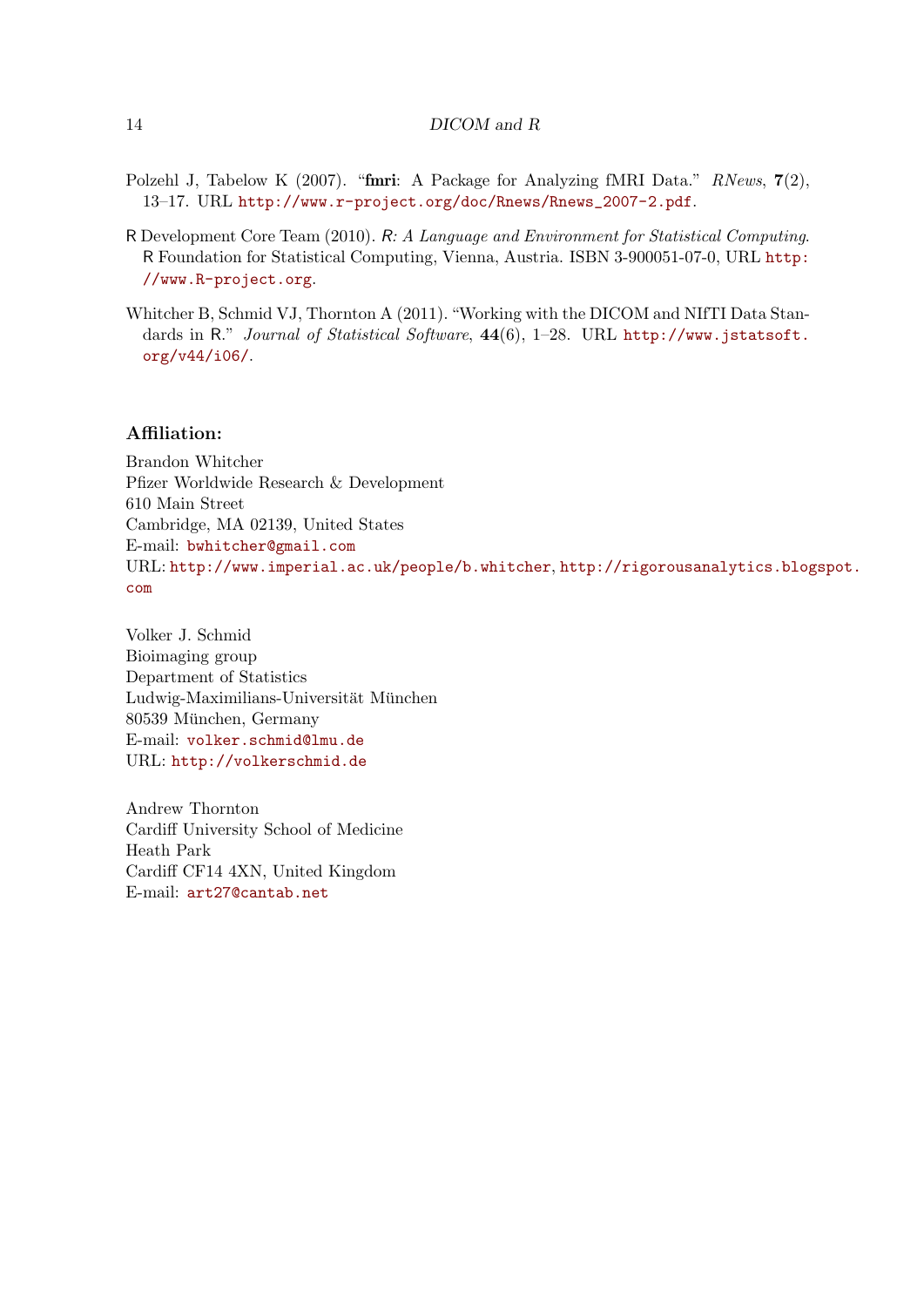Polzehl J, Tabelow K (2007). "**fmri**: A Package for Analyzing fMRI Data." *RNews*, **7**(2), 13–17. URL http://www.r-project.org/doc/Rnews/Rnews_2007-2.pdf.

R Development Core Team (2010). *R: A Language and Environment for Statistical Computing*. R Foundation for Statistical Computing, Vienna, Austria. ISBN 3-900051-07-0, URL http://www.R-project.org.

Whitcher B, Schmid VJ, Thornton A (2011). "Working with the DICOM and NIfTI Data Standards in R." *Journal of Statistical Software*, **44**(6), 1–28. URL http://www.jstatsoft.org/v44/i06/.

### Affiliation:

Brandon Whitcher
Pfizer Worldwide Research & Development
610 Main Street
Cambridge, MA 02139, United States
E-mail: bwhitcher@gmail.com
URL: http://www.imperial.ac.uk/people/b.whitcher, http://rigorousanalytics.blogspot.com

Volker J. Schmid
Bioimaging group
Department of Statistics
Ludwig-Maximilians-Universität München
80539 München, Germany
E-mail: volker.schmid@lmu.de
URL: http://volkerschmid.de

Andrew Thornton
Cardiff University School of Medicine
Heath Park
Cardiff CF14 4XN, United Kingdom
E-mail: art27@cantab.net